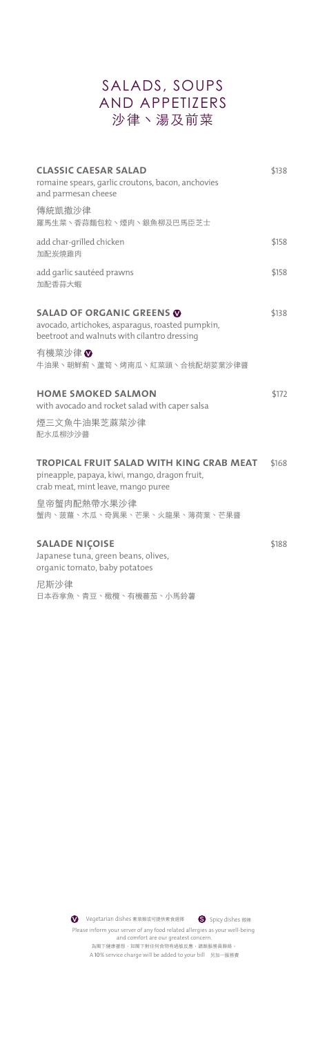# SALADS, SOUPS AND APPETIZERS
# 沙律、湯及前菜

**CLASSIC CAESAR SALAD** $138
romaine spears, garlic croutons, bacon, anchovies and parmesan cheese

傳統凱撒沙律
羅馬生菜、香蒜麵包粒、煙肉、銀魚柳及巴馬臣芝士

add char-grilled chicken $158
加配炭燒雞肉

add garlic sautéed prawns $158
加配香蒜大蝦

**SALAD OF ORGANIC GREENS** Ⓥ $138
avocado, artichokes, asparagus, roasted pumpkin, beetroot and walnuts with cilantro dressing

有機菜沙律 Ⓥ
牛油果、朝鮮薊、蘆筍、烤南瓜、紅菜頭、合桃配胡荽葉沙律醬

**HOME SMOKED SALMON** $172
with avocado and rocket salad with caper salsa

煙三文魚牛油果芝蔴菜沙律
配水瓜柳沙沙醬

**TROPICAL FRUIT SALAD WITH KING CRAB MEAT** $168
pineapple, papaya, kiwi, mango, dragon fruit, crab meat, mint leave, mango puree

皇帝蟹肉配熱帶水果沙律
蟹肉、菠蘿、木瓜、奇異果、芒果、火龍果、薄荷葉、芒果醬

**SALADE NIÇOISE** $188
Japanese tuna, green beans, olives, organic tomato, baby potatoes

尼斯沙律
日本吞拿魚、青豆、橄欖、有機蕃茄、小馬鈴薯

Ⓥ Vegetarian dishes 素菜類或可提供素食選擇 Ⓢ Spicy dishes 辣味

Please inform your server of any food related allergies as your well-being and comfort are our greatest concern.
為閣下健康着想，如閣下對任何食物有過敏反應，請與服務員聯絡。
A 10% service charge will be added to your bill 另加一服務費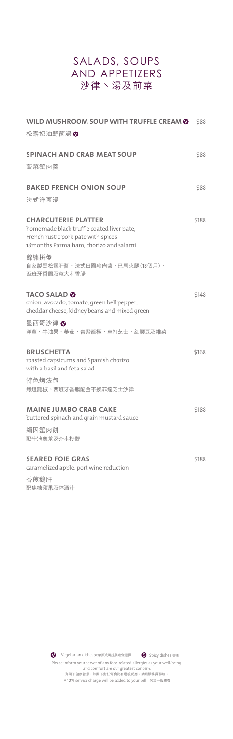# SALADS, SOUPS AND APPETIZERS
# 沙律、湯及前菜

**WILD MUSHROOM SOUP WITH TRUFFLE CREAM** Ⓥ — $88

松露奶油野菌湯 Ⓥ

**SPINACH AND CRAB MEAT SOUP** — $88

菠菜蟹肉羹

**BAKED FRENCH ONION SOUP** — $88

法式洋蔥湯

**CHARCUTERIE PLATTER** — $188

homemade black truffle coated liver pate,
French rustic pork pate with spices
18months Parma ham, chorizo and salami

錦繡拼盤
自家製黑松露肝醬、法式田園豬肉醬、巴馬火腿(18個月)、
西班牙香腸及意大利香腸

**TACO SALAD** Ⓥ — $148

onion, avocado, tomato, green bell pepper,
cheddar cheese, kidney beans and mixed green

墨西哥沙律 Ⓥ
洋蔥、牛油果、蕃茄、青燈籠椒、車打芝士、紅腰豆及雜菜

**BRUSCHETTA** — $168

roasted capsicums and Spanish chorizo
with a basil and feta salad

特色烤法包
烤燈籠椒、西班牙香腸配金不換菲達芝士沙律

**MAINE JUMBO CRAB CAKE** — $188

buttered spinach and grain mustard sauce

緬因蟹肉餅
配牛油菠菜及芥末籽醬

**SEARED FOIE GRAS** — $188

caramelized apple, port wine reduction

香煎鵝肝
配焦糖蘋果及砵酒汁

Ⓥ Vegetarian dishes 素菜類或可提供素食選擇 Ⓢ Spicy dishes 辣辣

Please inform your server of any food related allergies as your well-being and comfort are our greatest concern.
為閣下健康著想，如閣下對任何食物有過敏反應，請與服務員聯絡。
A 10% service charge will be added to your bill 另加一服務費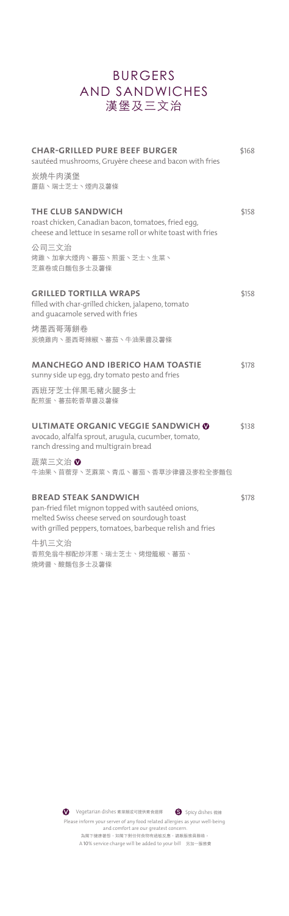# BURGERS AND SANDWICHES
# 漢堡及三文治

**CHAR-GRILLED PURE BEEF BURGER** $168
sautéed mushrooms, Gruyère cheese and bacon with fries

炭燒牛肉漢堡
蘑菇、瑞士芝士、煙肉及薯條

**THE CLUB SANDWICH** $158
roast chicken, Canadian bacon, tomatoes, fried egg, cheese and lettuce in sesame roll or white toast with fries

公司三文治
烤雞、加拿大煙肉、蕃茄、煎蛋、芝士、生菜、芝麻卷或白麵包多士及薯條

**GRILLED TORTILLA WRAPS** $158
filled with char-grilled chicken, jalapeno, tomato and guacamole served with fries

烤墨西哥薄餅卷
炭燒雞肉、墨西哥辣椒、蕃茄、牛油果醬及薯條

**MANCHEGO AND IBERICO HAM TOASTIE** $178
sunny side up egg, dry tomato pesto and fries

西班牙芝士伴黑毛豬火腿多士
配煎蛋、蕃茄乾香草醬及薯條

**ULTIMATE ORGANIC VEGGIE SANDWICH** Ⓥ $138
avocado, alfalfa sprout, arugula, cucumber, tomato, ranch dressing and multigrain bread

蔬菜三文治 Ⓥ
牛油果、苜蓿芽、芝麻菜、青瓜、蕃茄、香草沙律醬及麥粒全麥麵包

**BREAD STEAK SANDWICH** $178
pan-fried filet mignon topped with sautéed onions, melted Swiss cheese served on sourdough toast with grilled peppers, tomatoes, barbeque relish and fries

牛扒三文治
香煎免翁牛柳配炒洋蔥、瑞士芝士、烤燈籠椒、蕃茄、燒烤醬、酸麵包多士及薯條

Ⓥ Vegetarian dishes 素菜類或可提供素食選擇 Ⓢ Spicy dishes 辣辣

Please inform your server of any food related allergies as your well-being and comfort are our greatest concern.
為閣下健康著想，如閣下對任何食物有過敏反應，請與服務員聯絡。
A 10% service charge will be added to your bill 另加一服務費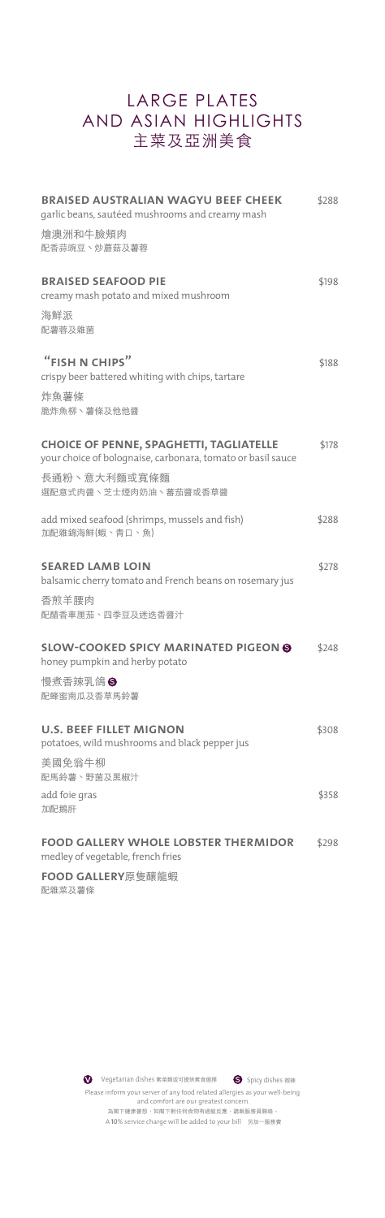# LARGE PLATES AND ASIAN HIGHLIGHTS
# 主菜及亞洲美食

**BRAISED AUSTRALIAN WAGYU BEEF CHEEK** $288
garlic beans, sautéed mushrooms and creamy mash

燴澳洲和牛臉頰肉
配香蒜豌豆、炒蘑菇及薯蓉

**BRAISED SEAFOOD PIE** $198
creamy mash potato and mixed mushroom

海鮮派
配薯蓉及雜菌

**"FISH N CHIPS"** $188
crispy beer battered whiting with chips, tartare

炸魚薯條
脆炸魚柳、薯條及他他醬

**CHOICE OF PENNE, SPAGHETTI, TAGLIATELLE** $178
your choice of bolognaise, carbonara, tomato or basil sauce

長通粉、意大利麵或寬條麵
選配意式肉醬、芝士煙肉奶油、蕃茄醬或香草醬

add mixed seafood (shrimps, mussels and fish) $288
加配雜錦海鮮(蝦、青口、魚)

**SEARED LAMB LOIN** $278
balsamic cherry tomato and French beans on rosemary jus

香煎羊腰肉
配醋香車厘茄、四季豆及迷迭香醬汁

**SLOW-COOKED SPICY MARINATED PIGEON** (S) $248
honey pumpkin and herby potato

慢煮香辣乳鴿 (S)
配蜂蜜南瓜及香草馬鈴薯

**U.S. BEEF FILLET MIGNON** $308
potatoes, wild mushrooms and black pepper jus

美國免翁牛柳
配馬鈴薯、野菌及黑椒汁

add foie gras $358
加配鵝肝

**FOOD GALLERY WHOLE LOBSTER THERMIDOR** $298
medley of vegetable, french fries

**FOOD GALLERY**原隻釀龍蝦
配雜菜及薯條

(V) Vegetarian dishes 素菜類或可提供素食選擇 (S) Spicy dishes 辣味

Please inform your server of any food related allergies as your well-being and comfort are our greatest concern.
為閣下健康著想，如閣下對任何食物有過敏反應，請與服務員聯絡。
A 10% service charge will be added to your bill 另加一服務費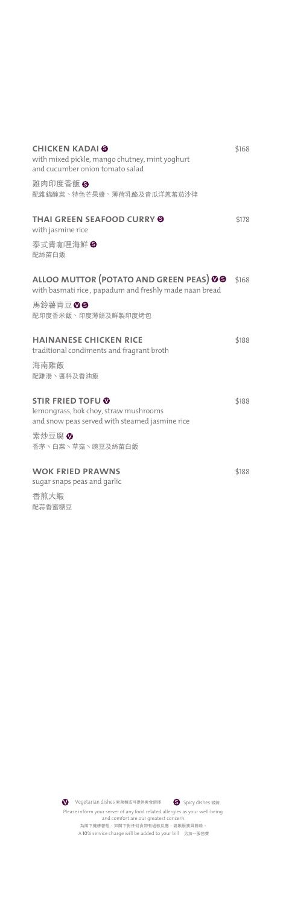### CHICKEN KADAI Ⓢ — $168

with mixed pickle, mango chutney, mint yoghurt and cucumber onion tomato salad

雞肉印度香飯 Ⓢ

配雜錦醃菜、特色芒果醬、薄荷乳酪及青瓜洋蔥蕃茄沙律

### THAI GREEN SEAFOOD CURRY Ⓢ — $178

with jasmine rice

泰式青咖哩海鮮 Ⓢ

配絲苗白飯

### ALLOO MUTTOR (POTATO AND GREEN PEAS) Ⓥ Ⓢ — $168

with basmati rice , papadum and freshly made naan bread

馬鈴薯青豆 Ⓥ Ⓢ

配印度香米飯、印度薄餅及鮮製印度烤包

### HAINANESE CHICKEN RICE — $188

traditional condiments and fragrant broth

海南雞飯

配雞湯、醬料及香油飯

### STIR FRIED TOFU Ⓥ — $188

lemongrass, bok choy, straw mushrooms and snow peas served with steamed jasmine rice

素炒豆腐 Ⓥ

香茅、白菜、草菇、豌豆及絲苗白飯

### WOK FRIED PRAWNS — $188

sugar snaps peas and garlic

香煎大蝦

配蒜香蜜糖豆

Ⓥ Vegetarian dishes 素菜類或可提供素食選擇　Ⓢ Spicy dishes 辣味

Please inform your server of any food related allergies as your well-being and comfort are our greatest concern.

為閣下健康着想，如閣下對任何食物有過敏反應，請與服務員聯絡。

A 10% service charge will be added to your bill　另加一服務費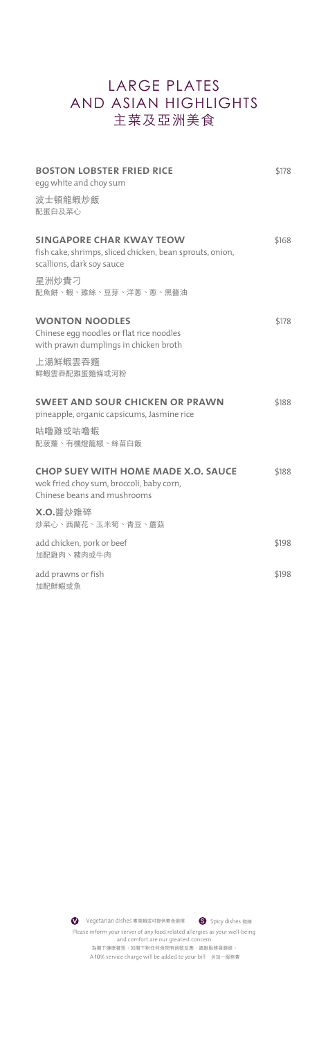# LARGE PLATES AND ASIAN HIGHLIGHTS
# 主菜及亞洲美食

**BOSTON LOBSTER FRIED RICE** $178
egg white and choy sum

波士頓龍蝦炒飯
配蛋白及菜心

**SINGAPORE CHAR KWAY TEOW** $168
fish cake, shrimps, sliced chicken, bean sprouts, onion, scallions, dark soy sauce

星洲炒貴刁
配魚餅、蝦、雞絲、豆芽、洋蔥、蔥、黑醬油

**WONTON NOODLES** $178
Chinese egg noodles or flat rice noodles with prawn dumplings in chicken broth

上湯鮮蝦雲吞麵
鮮蝦雲吞配雞蛋麵條或河粉

**SWEET AND SOUR CHICKEN OR PRAWN** $188
pineapple, organic capsicums, Jasmine rice

咕嚕雞或咕嚕蝦
配菠蘿、有機燈籠椒、絲苗白飯

**CHOP SUEY WITH HOME MADE X.O. SAUCE** $188
wok fried choy sum, broccoli, baby corn, Chinese beans and mushrooms

**X.O.**醬炒雜碎
炒菜心、西蘭花、玉米筍、青豆、蘑菇

add chicken, pork or beef $198
加配雞肉、豬肉或牛肉

add prawns or fish $198
加配鮮蝦或魚

V Vegetarian dishes 素菜類或可提供素食選擇 S Spicy dishes 辣味

Please inform your server of any food related allergies as your well-being and comfort are our greatest concern.
為閣下健康着想，如閣下對任何食物有過敏反應，請與服務員聯絡。
A 10% service charge will be added to your bill 另加一服務費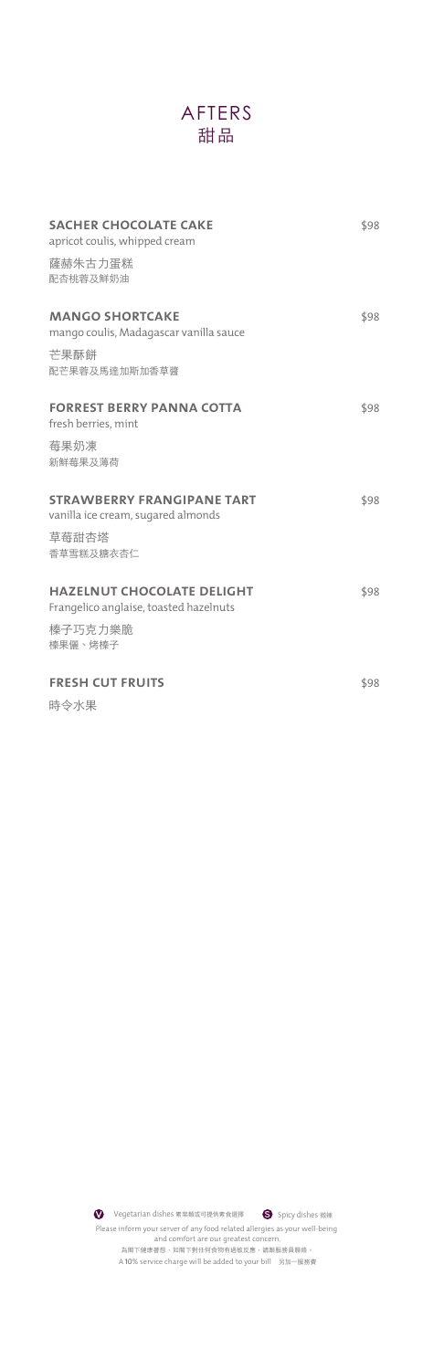# AFTERS
# 甜品

**SACHER CHOCOLATE CAKE** $98
apricot coulis, whipped cream

薩赫朱古力蛋糕
配杏桃蓉及鮮奶油

**MANGO SHORTCAKE** $98
mango coulis, Madagascar vanilla sauce

芒果酥餅
配芒果蓉及馬達加斯加香草醬

**FORREST BERRY PANNA COTTA** $98
fresh berries, mint

莓果奶凍
新鮮莓果及薄荷

**STRAWBERRY FRANGIPANE TART** $98
vanilla ice cream, sugared almonds

草莓甜杏塔
香草雪糕及糖衣杏仁

**HAZELNUT CHOCOLATE DELIGHT** $98
Frangelico anglaise, toasted hazelnuts

榛子巧克力樂脆
榛果僵、烤榛子

**FRESH CUT FRUITS** $98

時令水果

V Vegetarian dishes 素菜類或可提供素食選擇 S Spicy dishes 辣味

Please inform your server of any food related allergies as your well-being and comfort are our greatest concern.

為閣下健康著想，如閣下對任何食物有過敏反應，請與服務員聯絡。

A 10% service charge will be added to your bill 另加一服務費